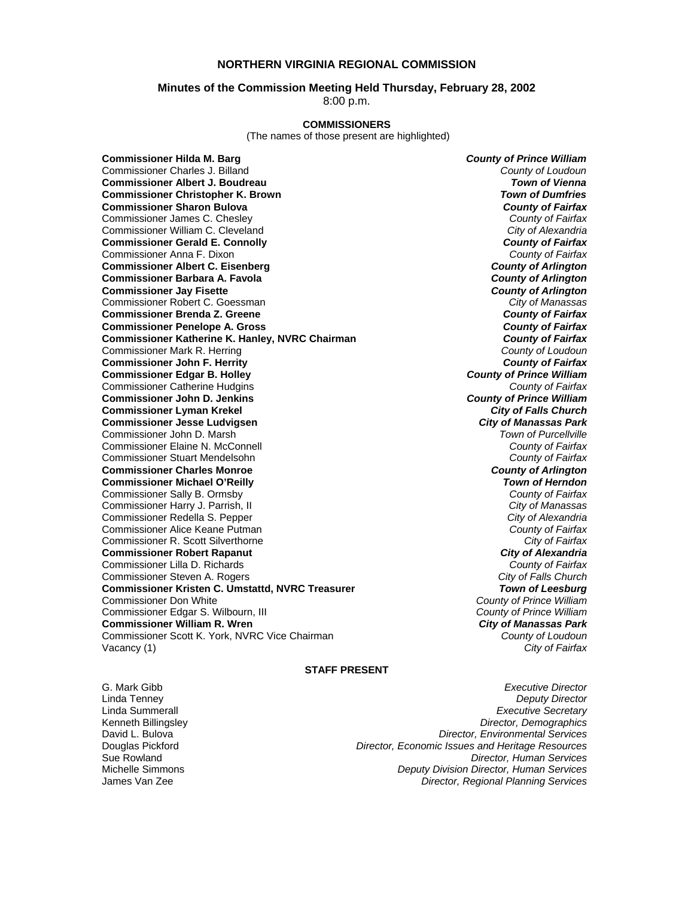# NORTHERN VIRGINIA REGIONAL COMMISSION

## Minutes of the Commission Meeting Held Thursday, February 28, 2002

8:00 p.m.

### COMMISSIONERS

(The names of those present are highlighted)

| Commissioner | Jurisdiction |
|---|---|
| **Commissioner Hilda M. Barg** | ***County of Prince William*** |
| Commissioner Charles J. Billand | *County of Loudoun* |
| **Commissioner Albert J. Boudreau** | ***Town of Vienna*** |
| **Commissioner Christopher K. Brown** | ***Town of Dumfries*** |
| **Commissioner Sharon Bulova** | ***County of Fairfax*** |
| Commissioner James C. Chesley | *County of Fairfax* |
| Commissioner William C. Cleveland | *City of Alexandria* |
| **Commissioner Gerald E. Connolly** | ***County of Fairfax*** |
| Commissioner Anna F. Dixon | *County of Fairfax* |
| **Commissioner Albert C. Eisenberg** | ***County of Arlington*** |
| **Commissioner Barbara A. Favola** | ***County of Arlington*** |
| **Commissioner Jay Fisette** | ***County of Arlington*** |
| Commissioner Robert C. Goessman | *City of Manassas* |
| **Commissioner Brenda Z. Greene** | ***County of Fairfax*** |
| **Commissioner Penelope A. Gross** | ***County of Fairfax*** |
| **Commissioner Katherine K. Hanley, NVRC Chairman** | ***County of Fairfax*** |
| Commissioner Mark R. Herring | *County of Loudoun* |
| **Commissioner John F. Herrity** | ***County of Fairfax*** |
| **Commissioner Edgar B. Holley** | ***County of Prince William*** |
| Commissioner Catherine Hudgins | *County of Fairfax* |
| **Commissioner John D. Jenkins** | ***County of Prince William*** |
| **Commissioner Lyman Krekel** | ***City of Falls Church*** |
| **Commissioner Jesse Ludvigsen** | ***City of Manassas Park*** |
| Commissioner John D. Marsh | *Town of Purcellville* |
| Commissioner Elaine N. McConnell | *County of Fairfax* |
| Commissioner Stuart Mendelsohn | *County of Fairfax* |
| **Commissioner Charles Monroe** | ***County of Arlington*** |
| **Commissioner Michael O'Reilly** | ***Town of Herndon*** |
| Commissioner Sally B. Ormsby | *County of Fairfax* |
| Commissioner Harry J. Parrish, II | *City of Manassas* |
| Commissioner Redella S. Pepper | *City of Alexandria* |
| Commissioner Alice Keane Putman | *County of Fairfax* |
| Commissioner R. Scott Silverthorne | *City of Fairfax* |
| **Commissioner Robert Rapanut** | ***City of Alexandria*** |
| Commissioner Lilla D. Richards | *County of Fairfax* |
| Commissioner Steven A. Rogers | *City of Falls Church* |
| **Commissioner Kristen C. Umstattd, NVRC Treasurer** | ***Town of Leesburg*** |
| Commissioner Don White | *County of Prince William* |
| Commissioner Edgar S. Wilbourn, III | *County of Prince William* |
| **Commissioner William R. Wren** | ***City of Manassas Park*** |
| Commissioner Scott K. York, NVRC Vice Chairman | *County of Loudoun* |
| Vacancy (1) | *City of Fairfax* |

### STAFF PRESENT

| Name | Title |
|---|---|
| G. Mark Gibb | *Executive Director* |
| Linda Tenney | *Deputy Director* |
| Linda Summerall | *Executive Secretary* |
| Kenneth Billingsley | *Director, Demographics* |
| David L. Bulova | *Director, Environmental Services* |
| Douglas Pickford | *Director, Economic Issues and Heritage Resources* |
| Sue Rowland | *Director, Human Services* |
| Michelle Simmons | *Deputy Division Director, Human Services* |
| James Van Zee | *Director, Regional Planning Services* |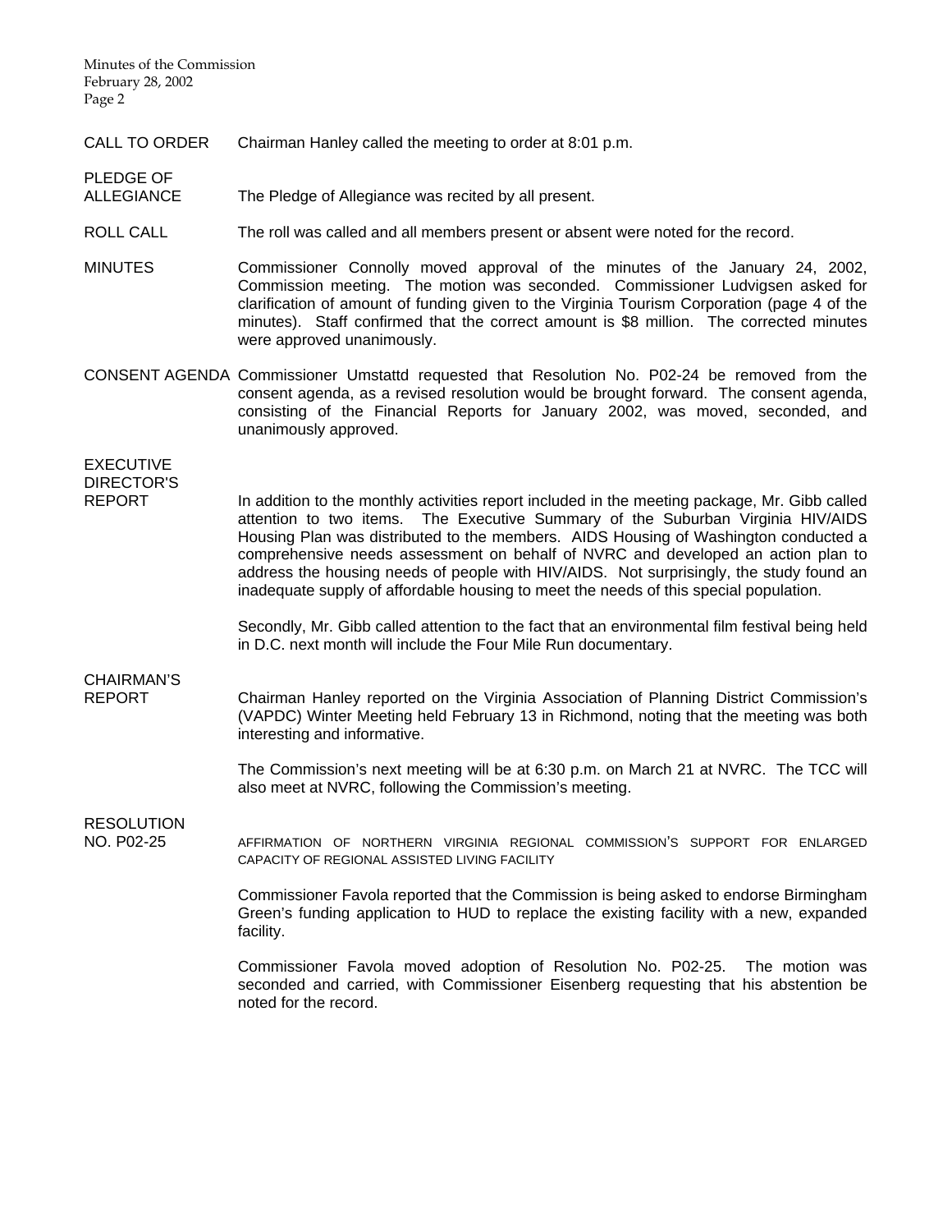**CALL TO ORDER** Chairman Hanley called the meeting to order at 8:01 p.m.

**PLEDGE OF ALLEGIANCE** The Pledge of Allegiance was recited by all present.

**ROLL CALL** The roll was called and all members present or absent were noted for the record.

**MINUTES** Commissioner Connolly moved approval of the minutes of the January 24, 2002, Commission meeting. The motion was seconded. Commissioner Ludvigsen asked for clarification of amount of funding given to the Virginia Tourism Corporation (page 4 of the minutes). Staff confirmed that the correct amount is $8 million. The corrected minutes were approved unanimously.

**CONSENT AGENDA** Commissioner Umstattd requested that Resolution No. P02-24 be removed from the consent agenda, as a revised resolution would be brought forward. The consent agenda, consisting of the Financial Reports for January 2002, was moved, seconded, and unanimously approved.

**EXECUTIVE DIRECTOR'S REPORT** In addition to the monthly activities report included in the meeting package, Mr. Gibb called attention to two items. The Executive Summary of the Suburban Virginia HIV/AIDS Housing Plan was distributed to the members. AIDS Housing of Washington conducted a comprehensive needs assessment on behalf of NVRC and developed an action plan to address the housing needs of people with HIV/AIDS. Not surprisingly, the study found an inadequate supply of affordable housing to meet the needs of this special population.

Secondly, Mr. Gibb called attention to the fact that an environmental film festival being held in D.C. next month will include the Four Mile Run documentary.

**CHAIRMAN'S REPORT** Chairman Hanley reported on the Virginia Association of Planning District Commission's (VAPDC) Winter Meeting held February 13 in Richmond, noting that the meeting was both interesting and informative.

The Commission's next meeting will be at 6:30 p.m. on March 21 at NVRC. The TCC will also meet at NVRC, following the Commission's meeting.

**RESOLUTION NO. P02-25** AFFIRMATION OF NORTHERN VIRGINIA REGIONAL COMMISSION'S SUPPORT FOR ENLARGED CAPACITY OF REGIONAL ASSISTED LIVING FACILITY

Commissioner Favola reported that the Commission is being asked to endorse Birmingham Green's funding application to HUD to replace the existing facility with a new, expanded facility.

Commissioner Favola moved adoption of Resolution No. P02-25. The motion was seconded and carried, with Commissioner Eisenberg requesting that his abstention be noted for the record.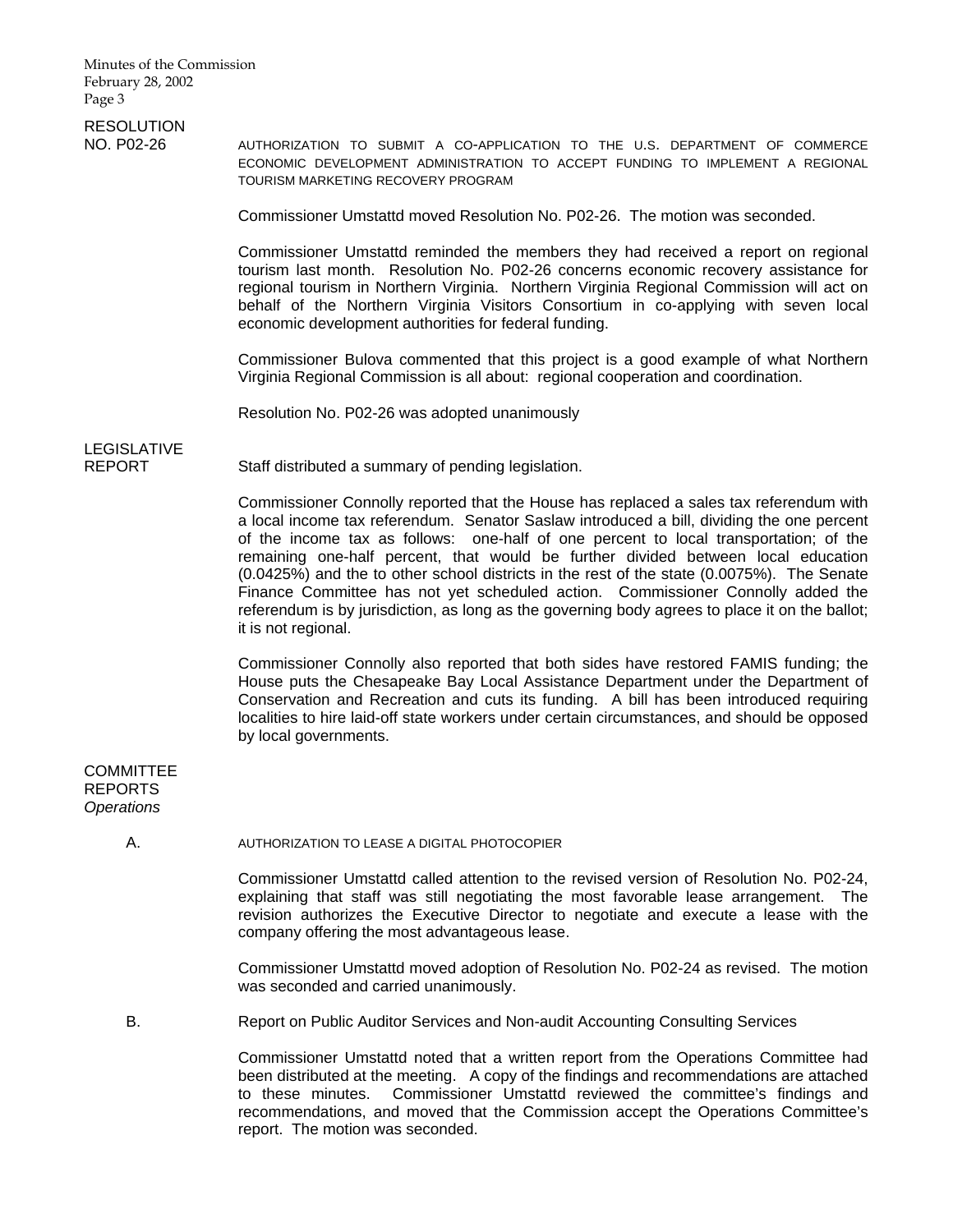**RESOLUTION NO. P02-26**

AUTHORIZATION TO SUBMIT A CO-APPLICATION TO THE U.S. DEPARTMENT OF COMMERCE ECONOMIC DEVELOPMENT ADMINISTRATION TO ACCEPT FUNDING TO IMPLEMENT A REGIONAL TOURISM MARKETING RECOVERY PROGRAM

Commissioner Umstattd moved Resolution No. P02-26. The motion was seconded.

Commissioner Umstattd reminded the members they had received a report on regional tourism last month. Resolution No. P02-26 concerns economic recovery assistance for regional tourism in Northern Virginia. Northern Virginia Regional Commission will act on behalf of the Northern Virginia Visitors Consortium in co-applying with seven local economic development authorities for federal funding.

Commissioner Bulova commented that this project is a good example of what Northern Virginia Regional Commission is all about: regional cooperation and coordination.

Resolution No. P02-26 was adopted unanimously

**LEGISLATIVE REPORT**

Staff distributed a summary of pending legislation.

Commissioner Connolly reported that the House has replaced a sales tax referendum with a local income tax referendum. Senator Saslaw introduced a bill, dividing the one percent of the income tax as follows: one-half of one percent to local transportation; of the remaining one-half percent, that would be further divided between local education (0.0425%) and the to other school districts in the rest of the state (0.0075%). The Senate Finance Committee has not yet scheduled action. Commissioner Connolly added the referendum is by jurisdiction, as long as the governing body agrees to place it on the ballot; it is not regional.

Commissioner Connolly also reported that both sides have restored FAMIS funding; the House puts the Chesapeake Bay Local Assistance Department under the Department of Conservation and Recreation and cuts its funding. A bill has been introduced requiring localities to hire laid-off state workers under certain circumstances, and should be opposed by local governments.

**COMMITTEE REPORTS**
*Operations*

A. AUTHORIZATION TO LEASE A DIGITAL PHOTOCOPIER

Commissioner Umstattd called attention to the revised version of Resolution No. P02-24, explaining that staff was still negotiating the most favorable lease arrangement. The revision authorizes the Executive Director to negotiate and execute a lease with the company offering the most advantageous lease.

Commissioner Umstattd moved adoption of Resolution No. P02-24 as revised. The motion was seconded and carried unanimously.

B. Report on Public Auditor Services and Non-audit Accounting Consulting Services

Commissioner Umstattd noted that a written report from the Operations Committee had been distributed at the meeting. A copy of the findings and recommendations are attached to these minutes. Commissioner Umstattd reviewed the committee's findings and recommendations, and moved that the Commission accept the Operations Committee's report. The motion was seconded.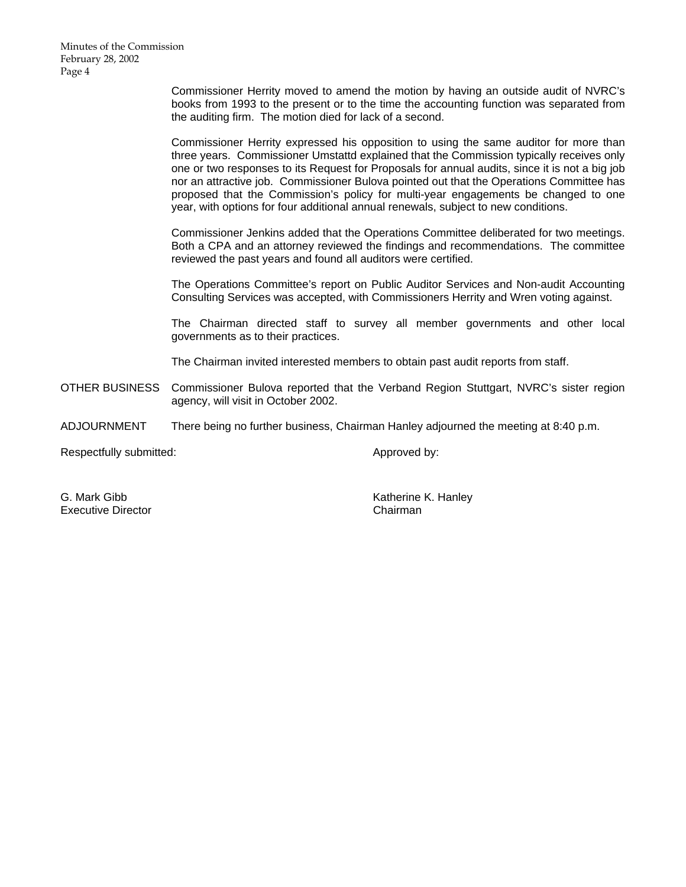Commissioner Herrity moved to amend the motion by having an outside audit of NVRC's books from 1993 to the present or to the time the accounting function was separated from the auditing firm. The motion died for lack of a second.

Commissioner Herrity expressed his opposition to using the same auditor for more than three years. Commissioner Umstattd explained that the Commission typically receives only one or two responses to its Request for Proposals for annual audits, since it is not a big job nor an attractive job. Commissioner Bulova pointed out that the Operations Committee has proposed that the Commission's policy for multi-year engagements be changed to one year, with options for four additional annual renewals, subject to new conditions.

Commissioner Jenkins added that the Operations Committee deliberated for two meetings. Both a CPA and an attorney reviewed the findings and recommendations. The committee reviewed the past years and found all auditors were certified.

The Operations Committee's report on Public Auditor Services and Non-audit Accounting Consulting Services was accepted, with Commissioners Herrity and Wren voting against.

The Chairman directed staff to survey all member governments and other local governments as to their practices.

The Chairman invited interested members to obtain past audit reports from staff.

OTHER BUSINESS Commissioner Bulova reported that the Verband Region Stuttgart, NVRC's sister region agency, will visit in October 2002.

ADJOURNMENT There being no further business, Chairman Hanley adjourned the meeting at 8:40 p.m.

Respectfully submitted:

G. Mark Gibb
Executive Director

Approved by:

Katherine K. Hanley
Chairman